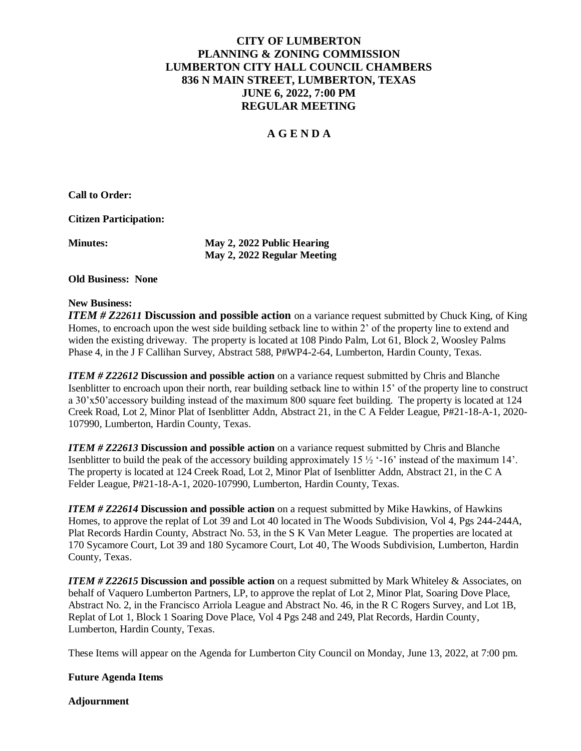# CITY OF LUMBERTON
# PLANNING & ZONING COMMISSION
# LUMBERTON CITY HALL COUNCIL CHAMBERS
# 836 N MAIN STREET, LUMBERTON, TEXAS
# JUNE 6, 2022, 7:00 PM
# REGULAR MEETING

## A G E N D A

**Call to Order:**

**Citizen Participation:**

**Minutes:** **May 2, 2022 Public Hearing**
**May 2, 2022 Regular Meeting**

**Old Business: None**

**New Business:**

***ITEM # Z22611* Discussion and possible action** on a variance request submitted by Chuck King, of King Homes, to encroach upon the west side building setback line to within 2' of the property line to extend and widen the existing driveway. The property is located at 108 Pindo Palm, Lot 61, Block 2, Woosley Palms Phase 4, in the J F Callihan Survey, Abstract 588, P#WP4-2-64, Lumberton, Hardin County, Texas.

***ITEM # Z22612* Discussion and possible action** on a variance request submitted by Chris and Blanche Isenblitter to encroach upon their north, rear building setback line to within 15' of the property line to construct a 30'x50'accessory building instead of the maximum 800 square feet building. The property is located at 124 Creek Road, Lot 2, Minor Plat of Isenblitter Addn, Abstract 21, in the C A Felder League, P#21-18-A-1, 2020-107990, Lumberton, Hardin County, Texas.

***ITEM # Z22613* Discussion and possible action** on a variance request submitted by Chris and Blanche Isenblitter to build the peak of the accessory building approximately 15 ½ '-16' instead of the maximum 14'. The property is located at 124 Creek Road, Lot 2, Minor Plat of Isenblitter Addn, Abstract 21, in the C A Felder League, P#21-18-A-1, 2020-107990, Lumberton, Hardin County, Texas.

***ITEM # Z22614* Discussion and possible action** on a request submitted by Mike Hawkins, of Hawkins Homes, to approve the replat of Lot 39 and Lot 40 located in The Woods Subdivision, Vol 4, Pgs 244-244A, Plat Records Hardin County, Abstract No. 53, in the S K Van Meter League. The properties are located at 170 Sycamore Court, Lot 39 and 180 Sycamore Court, Lot 40, The Woods Subdivision, Lumberton, Hardin County, Texas.

***ITEM # Z22615* Discussion and possible action** on a request submitted by Mark Whiteley & Associates, on behalf of Vaquero Lumberton Partners, LP, to approve the replat of Lot 2, Minor Plat, Soaring Dove Place, Abstract No. 2, in the Francisco Arriola League and Abstract No. 46, in the R C Rogers Survey, and Lot 1B, Replat of Lot 1, Block 1 Soaring Dove Place, Vol 4 Pgs 248 and 249, Plat Records, Hardin County, Lumberton, Hardin County, Texas.

These Items will appear on the Agenda for Lumberton City Council on Monday, June 13, 2022, at 7:00 pm.

**Future Agenda Items**

**Adjournment**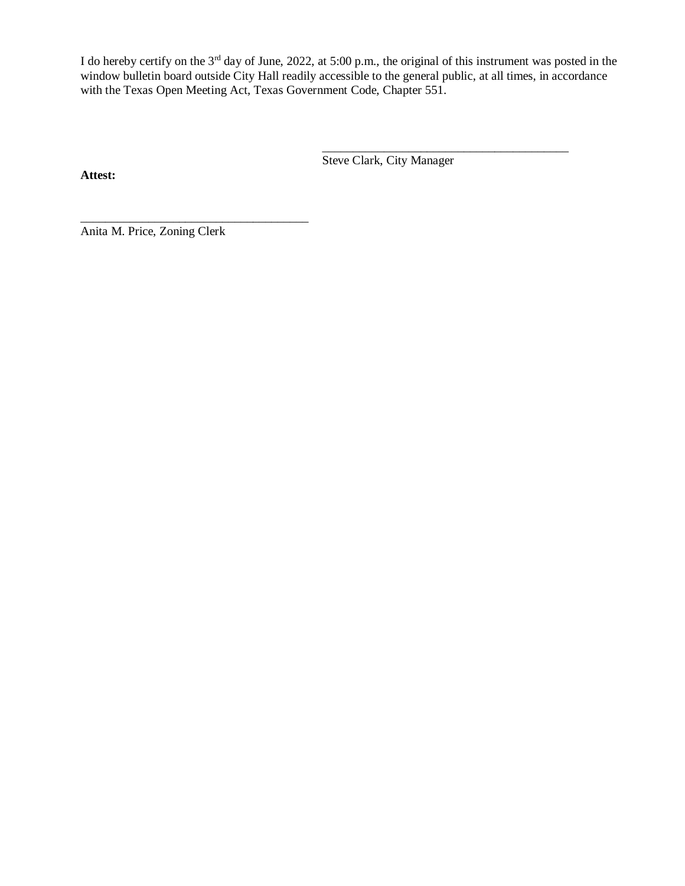I do hereby certify on the 3rd day of June, 2022, at 5:00 p.m., the original of this instrument was posted in the window bulletin board outside City Hall readily accessible to the general public, at all times, in accordance with the Texas Open Meeting Act, Texas Government Code, Chapter 551.

\_\_\_\_\_\_\_\_\_\_\_\_\_\_\_\_\_\_\_\_\_\_\_\_\_\_\_\_\_\_\_\_\_\_\_\_\_\_\_\_\_\_

Steve Clark, City Manager

**Attest:**

\_\_\_\_\_\_\_\_\_\_\_\_\_\_\_\_\_\_\_\_\_\_\_\_\_\_\_\_\_\_\_\_\_\_\_\_\_\_

Anita M. Price, Zoning Clerk